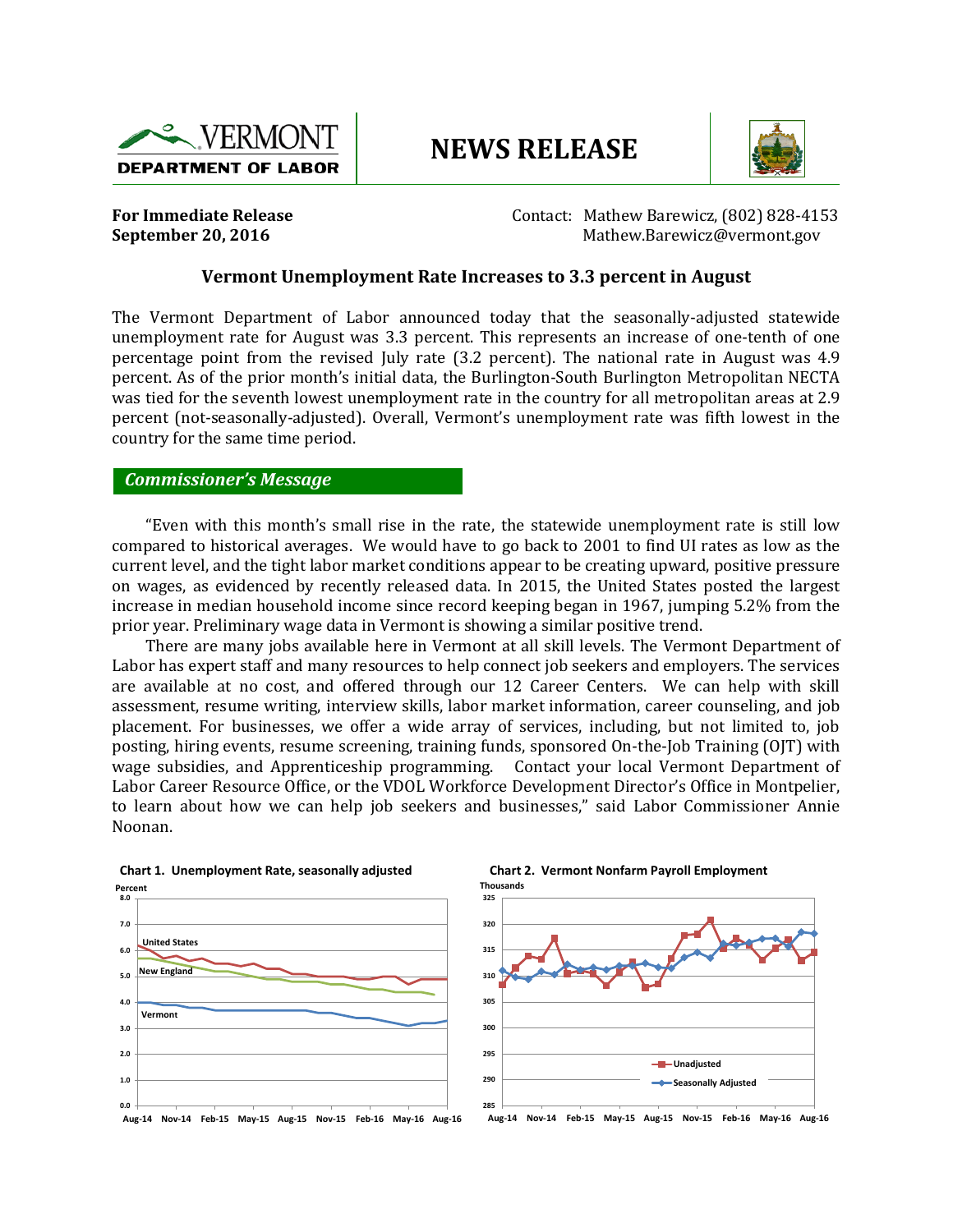VERMONT DEPARTMENT OF LABOR

# NEWS RELEASE

**For Immediate Release**
**September 20, 2016**

Contact: Mathew Barewicz, (802) 828-4153
Mathew.Barewicz@vermont.gov

## Vermont Unemployment Rate Increases to 3.3 percent in August

The Vermont Department of Labor announced today that the seasonally-adjusted statewide unemployment rate for August was 3.3 percent. This represents an increase of one-tenth of one percentage point from the revised July rate (3.2 percent). The national rate in August was 4.9 percent. As of the prior month's initial data, the Burlington-South Burlington Metropolitan NECTA was tied for the seventh lowest unemployment rate in the country for all metropolitan areas at 2.9 percent (not-seasonally-adjusted). Overall, Vermont's unemployment rate was fifth lowest in the country for the same time period.

### *Commissioner's Message*

"Even with this month's small rise in the rate, the statewide unemployment rate is still low compared to historical averages. We would have to go back to 2001 to find UI rates as low as the current level, and the tight labor market conditions appear to be creating upward, positive pressure on wages, as evidenced by recently released data. In 2015, the United States posted the largest increase in median household income since record keeping began in 1967, jumping 5.2% from the prior year. Preliminary wage data in Vermont is showing a similar positive trend.

There are many jobs available here in Vermont at all skill levels. The Vermont Department of Labor has expert staff and many resources to help connect job seekers and employers. The services are available at no cost, and offered through our 12 Career Centers. We can help with skill assessment, resume writing, interview skills, labor market information, career counseling, and job placement. For businesses, we offer a wide array of services, including, but not limited to, job posting, hiring events, resume screening, training funds, sponsored On-the-Job Training (OJT) with wage subsidies, and Apprenticeship programming. Contact your local Vermont Department of Labor Career Resource Office, or the VDOL Workforce Development Director's Office in Montpelier, to learn about how we can help job seekers and businesses," said Labor Commissioner Annie Noonan.

**Chart 1. Unemployment Rate, seasonally adjusted**

**Chart 2. Vermont Nonfarm Payroll Employment**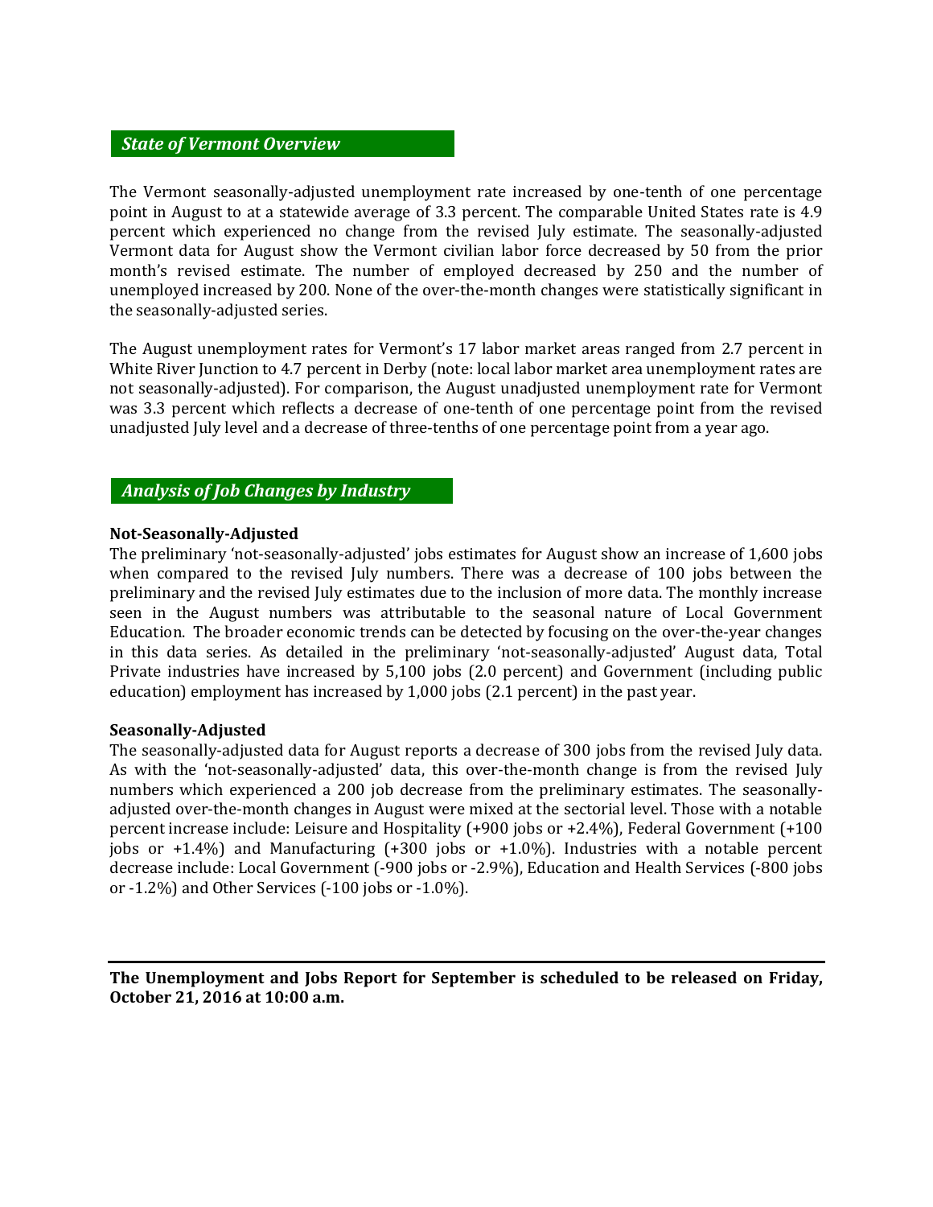## *State of Vermont Overview*

The Vermont seasonally-adjusted unemployment rate increased by one-tenth of one percentage point in August to at a statewide average of 3.3 percent. The comparable United States rate is 4.9 percent which experienced no change from the revised July estimate. The seasonally-adjusted Vermont data for August show the Vermont civilian labor force decreased by 50 from the prior month's revised estimate. The number of employed decreased by 250 and the number of unemployed increased by 200. None of the over-the-month changes were statistically significant in the seasonally-adjusted series.

The August unemployment rates for Vermont's 17 labor market areas ranged from 2.7 percent in White River Junction to 4.7 percent in Derby (note: local labor market area unemployment rates are not seasonally-adjusted). For comparison, the August unadjusted unemployment rate for Vermont was 3.3 percent which reflects a decrease of one-tenth of one percentage point from the revised unadjusted July level and a decrease of three-tenths of one percentage point from a year ago.

## *Analysis of Job Changes by Industry*

**Not-Seasonally-Adjusted**

The preliminary 'not-seasonally-adjusted' jobs estimates for August show an increase of 1,600 jobs when compared to the revised July numbers. There was a decrease of 100 jobs between the preliminary and the revised July estimates due to the inclusion of more data. The monthly increase seen in the August numbers was attributable to the seasonal nature of Local Government Education. The broader economic trends can be detected by focusing on the over-the-year changes in this data series. As detailed in the preliminary 'not-seasonally-adjusted' August data, Total Private industries have increased by 5,100 jobs (2.0 percent) and Government (including public education) employment has increased by 1,000 jobs (2.1 percent) in the past year.

**Seasonally-Adjusted**

The seasonally-adjusted data for August reports a decrease of 300 jobs from the revised July data. As with the 'not-seasonally-adjusted' data, this over-the-month change is from the revised July numbers which experienced a 200 job decrease from the preliminary estimates. The seasonally-adjusted over-the-month changes in August were mixed at the sectorial level. Those with a notable percent increase include: Leisure and Hospitality (+900 jobs or +2.4%), Federal Government (+100 jobs or +1.4%) and Manufacturing (+300 jobs or +1.0%). Industries with a notable percent decrease include: Local Government (-900 jobs or -2.9%), Education and Health Services (-800 jobs or -1.2%) and Other Services (-100 jobs or -1.0%).

---

**The Unemployment and Jobs Report for September is scheduled to be released on Friday, October 21, 2016 at 10:00 a.m.**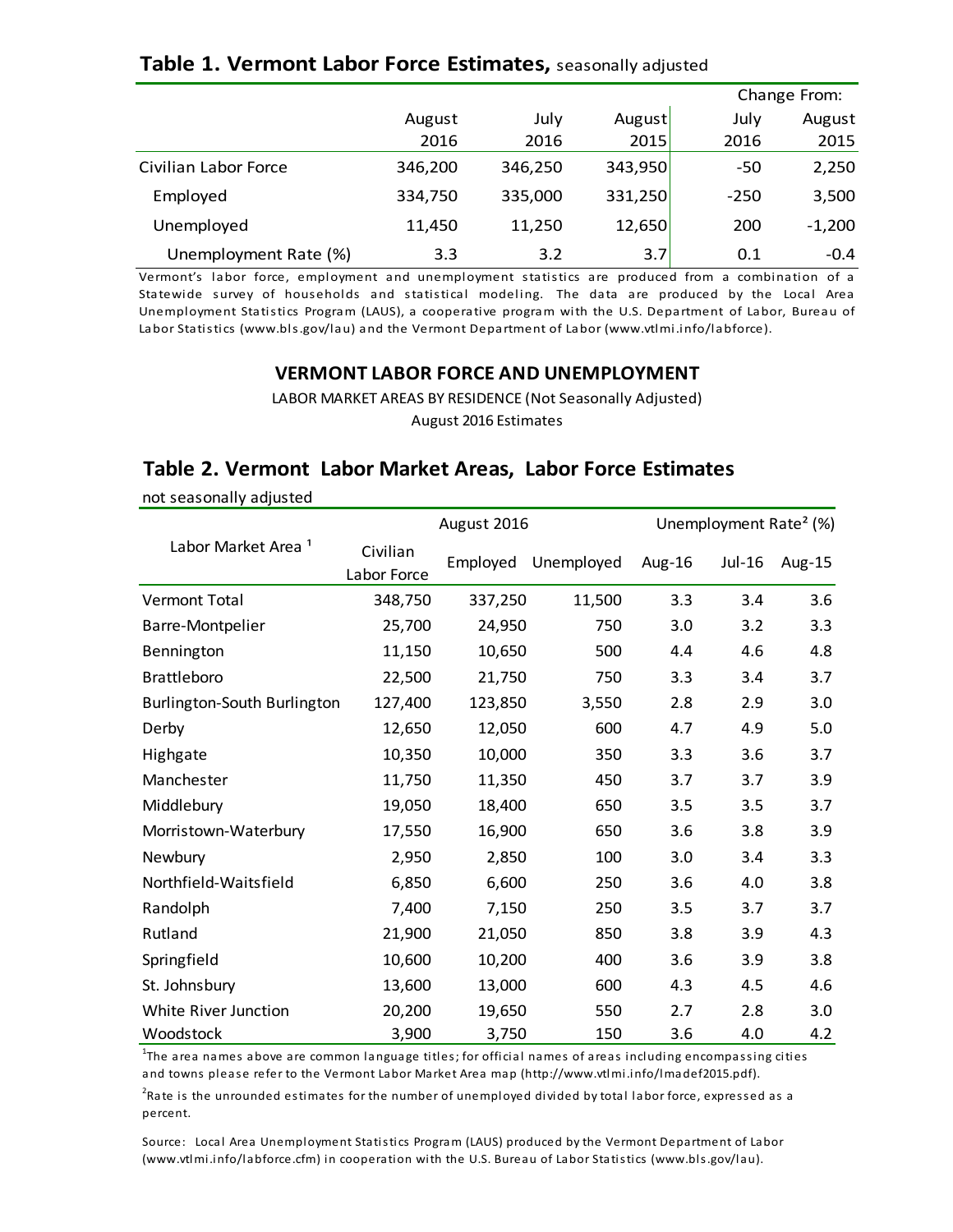## Table 1. Vermont Labor Force Estimates, seasonally adjusted

| | August 2016 | July 2016 | August 2015 | Change From: July 2016 | Change From: August 2015 |
|---|---|---|---|---|---|
| Civilian Labor Force | 346,200 | 346,250 | 343,950 | -50 | 2,250 |
| Employed | 334,750 | 335,000 | 331,250 | -250 | 3,500 |
| Unemployed | 11,450 | 11,250 | 12,650 | 200 | -1,200 |
| Unemployment Rate (%) | 3.3 | 3.2 | 3.7 | 0.1 | -0.4 |

Vermont's labor force, employment and unemployment statistics are produced from a combination of a Statewide survey of households and statistical modeling. The data are produced by the Local Area Unemployment Statistics Program (LAUS), a cooperative program with the U.S. Department of Labor, Bureau of Labor Statistics (www.bls.gov/lau) and the Vermont Department of Labor (www.vtlmi.info/labforce).

### VERMONT LABOR FORCE AND UNEMPLOYMENT

LABOR MARKET AREAS BY RESIDENCE (Not Seasonally Adjusted)

August 2016 Estimates

## Table 2. Vermont Labor Market Areas, Labor Force Estimates

not seasonally adjusted

| Labor Market Area [1] | August 2016 | | | Unemployment Rate[2] (%) | | |
|---|---|---|---|---|---|---|
| | Civilian Labor Force | Employed | Unemployed | Aug-16 | Jul-16 | Aug-15 |
| Vermont Total | 348,750 | 337,250 | 11,500 | 3.3 | 3.4 | 3.6 |
| Barre-Montpelier | 25,700 | 24,950 | 750 | 3.0 | 3.2 | 3.3 |
| Bennington | 11,150 | 10,650 | 500 | 4.4 | 4.6 | 4.8 |
| Brattleboro | 22,500 | 21,750 | 750 | 3.3 | 3.4 | 3.7 |
| Burlington-South Burlington | 127,400 | 123,850 | 3,550 | 2.8 | 2.9 | 3.0 |
| Derby | 12,650 | 12,050 | 600 | 4.7 | 4.9 | 5.0 |
| Highgate | 10,350 | 10,000 | 350 | 3.3 | 3.6 | 3.7 |
| Manchester | 11,750 | 11,350 | 450 | 3.7 | 3.7 | 3.9 |
| Middlebury | 19,050 | 18,400 | 650 | 3.5 | 3.5 | 3.7 |
| Morristown-Waterbury | 17,550 | 16,900 | 650 | 3.6 | 3.8 | 3.9 |
| Newbury | 2,950 | 2,850 | 100 | 3.0 | 3.4 | 3.3 |
| Northfield-Waitsfield | 6,850 | 6,600 | 250 | 3.6 | 4.0 | 3.8 |
| Randolph | 7,400 | 7,150 | 250 | 3.5 | 3.7 | 3.7 |
| Rutland | 21,900 | 21,050 | 850 | 3.8 | 3.9 | 4.3 |
| Springfield | 10,600 | 10,200 | 400 | 3.6 | 3.9 | 3.8 |
| St. Johnsbury | 13,600 | 13,000 | 600 | 4.3 | 4.5 | 4.6 |
| White River Junction | 20,200 | 19,650 | 550 | 2.7 | 2.8 | 3.0 |
| Woodstock | 3,900 | 3,750 | 150 | 3.6 | 4.0 | 4.2 |

[1]The area names above are common language titles; for official names of areas including encompassing cities and towns please refer to the Vermont Labor Market Area map (http://www.vtlmi.info/lmadef2015.pdf).

[2]Rate is the unrounded estimates for the number of unemployed divided by total labor force, expressed as a percent.

Source: Local Area Unemployment Statistics Program (LAUS) produced by the Vermont Department of Labor (www.vtlmi.info/labforce.cfm) in cooperation with the U.S. Bureau of Labor Statistics (www.bls.gov/lau).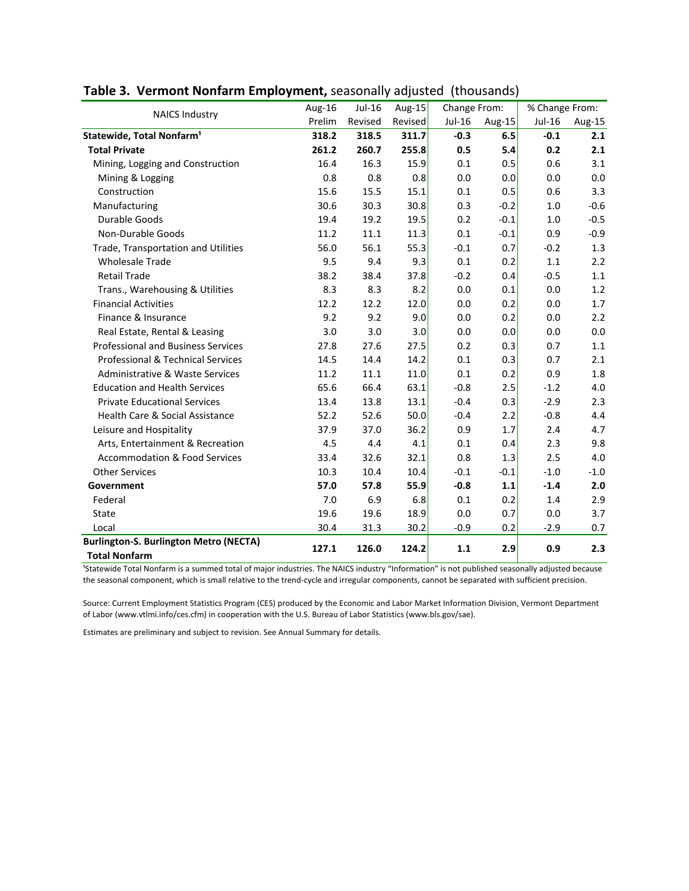## Table 3. Vermont Nonfarm Employment, seasonally adjusted (thousands)

| NAICS Industry | Aug-16 | Jul-16 | Aug-15 | Change From: | | % Change From: | |
|---|---|---|---|---|---|---|---|
| | Prelim | Revised | Revised | Jul-16 | Aug-15 | Jul-16 | Aug-15 |
| **Statewide, Total Nonfarm[1]** | **318.2** | **318.5** | **311.7** | **-0.3** | **6.5** | **-0.1** | **2.1** |
| **Total Private** | **261.2** | **260.7** | **255.8** | **0.5** | **5.4** | **0.2** | **2.1** |
| Mining, Logging and Construction | 16.4 | 16.3 | 15.9 | 0.1 | 0.5 | 0.6 | 3.1 |
| Mining & Logging | 0.8 | 0.8 | 0.8 | 0.0 | 0.0 | 0.0 | 0.0 |
| Construction | 15.6 | 15.5 | 15.1 | 0.1 | 0.5 | 0.6 | 3.3 |
| Manufacturing | 30.6 | 30.3 | 30.8 | 0.3 | -0.2 | 1.0 | -0.6 |
| Durable Goods | 19.4 | 19.2 | 19.5 | 0.2 | -0.1 | 1.0 | -0.5 |
| Non-Durable Goods | 11.2 | 11.1 | 11.3 | 0.1 | -0.1 | 0.9 | -0.9 |
| Trade, Transportation and Utilities | 56.0 | 56.1 | 55.3 | -0.1 | 0.7 | -0.2 | 1.3 |
| Wholesale Trade | 9.5 | 9.4 | 9.3 | 0.1 | 0.2 | 1.1 | 2.2 |
| Retail Trade | 38.2 | 38.4 | 37.8 | -0.2 | 0.4 | -0.5 | 1.1 |
| Trans., Warehousing & Utilities | 8.3 | 8.3 | 8.2 | 0.0 | 0.1 | 0.0 | 1.2 |
| Financial Activities | 12.2 | 12.2 | 12.0 | 0.0 | 0.2 | 0.0 | 1.7 |
| Finance & Insurance | 9.2 | 9.2 | 9.0 | 0.0 | 0.2 | 0.0 | 2.2 |
| Real Estate, Rental & Leasing | 3.0 | 3.0 | 3.0 | 0.0 | 0.0 | 0.0 | 0.0 |
| Professional and Business Services | 27.8 | 27.6 | 27.5 | 0.2 | 0.3 | 0.7 | 1.1 |
| Professional & Technical Services | 14.5 | 14.4 | 14.2 | 0.1 | 0.3 | 0.7 | 2.1 |
| Administrative & Waste Services | 11.2 | 11.1 | 11.0 | 0.1 | 0.2 | 0.9 | 1.8 |
| Education and Health Services | 65.6 | 66.4 | 63.1 | -0.8 | 2.5 | -1.2 | 4.0 |
| Private Educational Services | 13.4 | 13.8 | 13.1 | -0.4 | 0.3 | -2.9 | 2.3 |
| Health Care & Social Assistance | 52.2 | 52.6 | 50.0 | -0.4 | 2.2 | -0.8 | 4.4 |
| Leisure and Hospitality | 37.9 | 37.0 | 36.2 | 0.9 | 1.7 | 2.4 | 4.7 |
| Arts, Entertainment & Recreation | 4.5 | 4.4 | 4.1 | 0.1 | 0.4 | 2.3 | 9.8 |
| Accommodation & Food Services | 33.4 | 32.6 | 32.1 | 0.8 | 1.3 | 2.5 | 4.0 |
| Other Services | 10.3 | 10.4 | 10.4 | -0.1 | -0.1 | -1.0 | -1.0 |
| **Government** | **57.0** | **57.8** | **55.9** | **-0.8** | **1.1** | **-1.4** | **2.0** |
| Federal | 7.0 | 6.9 | 6.8 | 0.1 | 0.2 | 1.4 | 2.9 |
| State | 19.6 | 19.6 | 18.9 | 0.0 | 0.7 | 0.0 | 3.7 |
| Local | 30.4 | 31.3 | 30.2 | -0.9 | 0.2 | -2.9 | 0.7 |
| **Burlington-S. Burlington Metro (NECTA) Total Nonfarm** | **127.1** | **126.0** | **124.2** | **1.1** | **2.9** | **0.9** | **2.3** |

[1]Statewide Total Nonfarm is a summed total of major industries. The NAICS industry "Information" is not published seasonally adjusted because the seasonal component, which is small relative to the trend-cycle and irregular components, cannot be separated with sufficient precision.

Source: Current Employment Statistics Program (CES) produced by the Economic and Labor Market Information Division, Vermont Department of Labor (www.vtlmi.info/ces.cfm) in cooperation with the U.S. Bureau of Labor Statistics (www.bls.gov/sae).

Estimates are preliminary and subject to revision. See Annual Summary for details.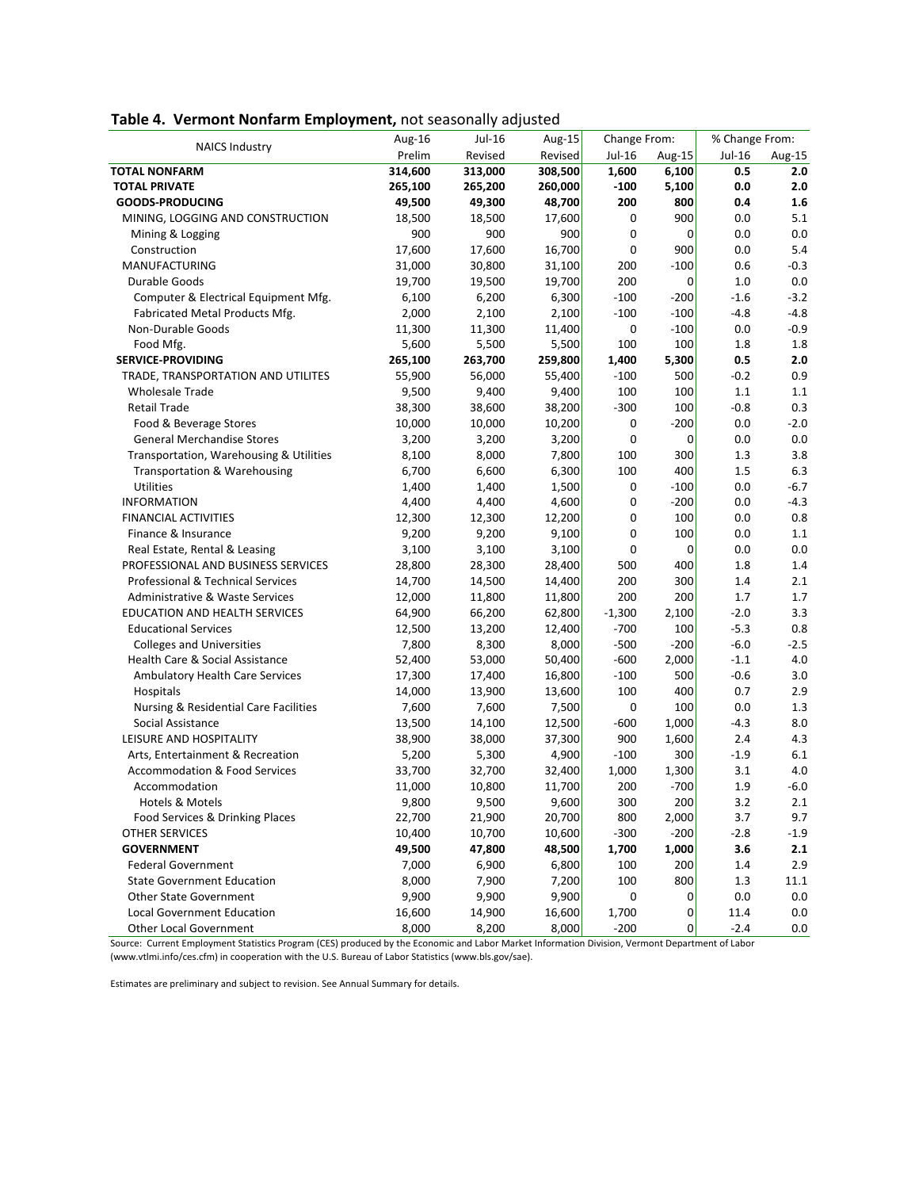## Table 4. Vermont Nonfarm Employment, not seasonally adjusted

| NAICS Industry | Aug-16 | Jul-16 | Aug-15 | Change From: | | % Change From: | |
|---|---|---|---|---|---|---|---|
| | Prelim | Revised | Revised | Jul-16 | Aug-15 | Jul-16 | Aug-15 |
| **TOTAL NONFARM** | **314,600** | **313,000** | **308,500** | **1,600** | **6,100** | **0.5** | **2.0** |
| **TOTAL PRIVATE** | **265,100** | **265,200** | **260,000** | **-100** | **5,100** | **0.0** | **2.0** |
| **GOODS-PRODUCING** | **49,500** | **49,300** | **48,700** | **200** | **800** | **0.4** | **1.6** |
| MINING, LOGGING AND CONSTRUCTION | 18,500 | 18,500 | 17,600 | 0 | 900 | 0.0 | 5.1 |
| Mining & Logging | 900 | 900 | 900 | 0 | 0 | 0.0 | 0.0 |
| Construction | 17,600 | 17,600 | 16,700 | 0 | 900 | 0.0 | 5.4 |
| MANUFACTURING | 31,000 | 30,800 | 31,100 | 200 | -100 | 0.6 | -0.3 |
| Durable Goods | 19,700 | 19,500 | 19,700 | 200 | 0 | 1.0 | 0.0 |
| Computer & Electrical Equipment Mfg. | 6,100 | 6,200 | 6,300 | -100 | -200 | -1.6 | -3.2 |
| Fabricated Metal Products Mfg. | 2,000 | 2,100 | 2,100 | -100 | -100 | -4.8 | -4.8 |
| Non-Durable Goods | 11,300 | 11,300 | 11,400 | 0 | -100 | 0.0 | -0.9 |
| Food Mfg. | 5,600 | 5,500 | 5,500 | 100 | 100 | 1.8 | 1.8 |
| **SERVICE-PROVIDING** | **265,100** | **263,700** | **259,800** | **1,400** | **5,300** | **0.5** | **2.0** |
| TRADE, TRANSPORTATION AND UTILITES | 55,900 | 56,000 | 55,400 | -100 | 500 | -0.2 | 0.9 |
| Wholesale Trade | 9,500 | 9,400 | 9,400 | 100 | 100 | 1.1 | 1.1 |
| Retail Trade | 38,300 | 38,600 | 38,200 | -300 | 100 | -0.8 | 0.3 |
| Food & Beverage Stores | 10,000 | 10,000 | 10,200 | 0 | -200 | 0.0 | -2.0 |
| General Merchandise Stores | 3,200 | 3,200 | 3,200 | 0 | 0 | 0.0 | 0.0 |
| Transportation, Warehousing & Utilities | 8,100 | 8,000 | 7,800 | 100 | 300 | 1.3 | 3.8 |
| Transportation & Warehousing | 6,700 | 6,600 | 6,300 | 100 | 400 | 1.5 | 6.3 |
| Utilities | 1,400 | 1,400 | 1,500 | 0 | -100 | 0.0 | -6.7 |
| INFORMATION | 4,400 | 4,400 | 4,600 | 0 | -200 | 0.0 | -4.3 |
| FINANCIAL ACTIVITIES | 12,300 | 12,300 | 12,200 | 0 | 100 | 0.0 | 0.8 |
| Finance & Insurance | 9,200 | 9,200 | 9,100 | 0 | 100 | 0.0 | 1.1 |
| Real Estate, Rental & Leasing | 3,100 | 3,100 | 3,100 | 0 | 0 | 0.0 | 0.0 |
| PROFESSIONAL AND BUSINESS SERVICES | 28,800 | 28,300 | 28,400 | 500 | 400 | 1.8 | 1.4 |
| Professional & Technical Services | 14,700 | 14,500 | 14,400 | 200 | 300 | 1.4 | 2.1 |
| Administrative & Waste Services | 12,000 | 11,800 | 11,800 | 200 | 200 | 1.7 | 1.7 |
| EDUCATION AND HEALTH SERVICES | 64,900 | 66,200 | 62,800 | -1,300 | 2,100 | -2.0 | 3.3 |
| Educational Services | 12,500 | 13,200 | 12,400 | -700 | 100 | -5.3 | 0.8 |
| Colleges and Universities | 7,800 | 8,300 | 8,000 | -500 | -200 | -6.0 | -2.5 |
| Health Care & Social Assistance | 52,400 | 53,000 | 50,400 | -600 | 2,000 | -1.1 | 4.0 |
| Ambulatory Health Care Services | 17,300 | 17,400 | 16,800 | -100 | 500 | -0.6 | 3.0 |
| Hospitals | 14,000 | 13,900 | 13,600 | 100 | 400 | 0.7 | 2.9 |
| Nursing & Residential Care Facilities | 7,600 | 7,600 | 7,500 | 0 | 100 | 0.0 | 1.3 |
| Social Assistance | 13,500 | 14,100 | 12,500 | -600 | 1,000 | -4.3 | 8.0 |
| LEISURE AND HOSPITALITY | 38,900 | 38,000 | 37,300 | 900 | 1,600 | 2.4 | 4.3 |
| Arts, Entertainment & Recreation | 5,200 | 5,300 | 4,900 | -100 | 300 | -1.9 | 6.1 |
| Accommodation & Food Services | 33,700 | 32,700 | 32,400 | 1,000 | 1,300 | 3.1 | 4.0 |
| Accommodation | 11,000 | 10,800 | 11,700 | 200 | -700 | 1.9 | -6.0 |
| Hotels & Motels | 9,800 | 9,500 | 9,600 | 300 | 200 | 3.2 | 2.1 |
| Food Services & Drinking Places | 22,700 | 21,900 | 20,700 | 800 | 2,000 | 3.7 | 9.7 |
| OTHER SERVICES | 10,400 | 10,700 | 10,600 | -300 | -200 | -2.8 | -1.9 |
| **GOVERNMENT** | **49,500** | **47,800** | **48,500** | **1,700** | **1,000** | **3.6** | **2.1** |
| Federal Government | 7,000 | 6,900 | 6,800 | 100 | 200 | 1.4 | 2.9 |
| State Government Education | 8,000 | 7,900 | 7,200 | 100 | 800 | 1.3 | 11.1 |
| Other State Government | 9,900 | 9,900 | 9,900 | 0 | 0 | 0.0 | 0.0 |
| Local Government Education | 16,600 | 14,900 | 16,600 | 1,700 | 0 | 11.4 | 0.0 |
| Other Local Government | 8,000 | 8,200 | 8,000 | -200 | 0 | -2.4 | 0.0 |

Source: Current Employment Statistics Program (CES) produced by the Economic and Labor Market Information Division, Vermont Department of Labor (www.vtlmi.info/ces.cfm) in cooperation with the U.S. Bureau of Labor Statistics (www.bls.gov/sae).

Estimates are preliminary and subject to revision. See Annual Summary for details.